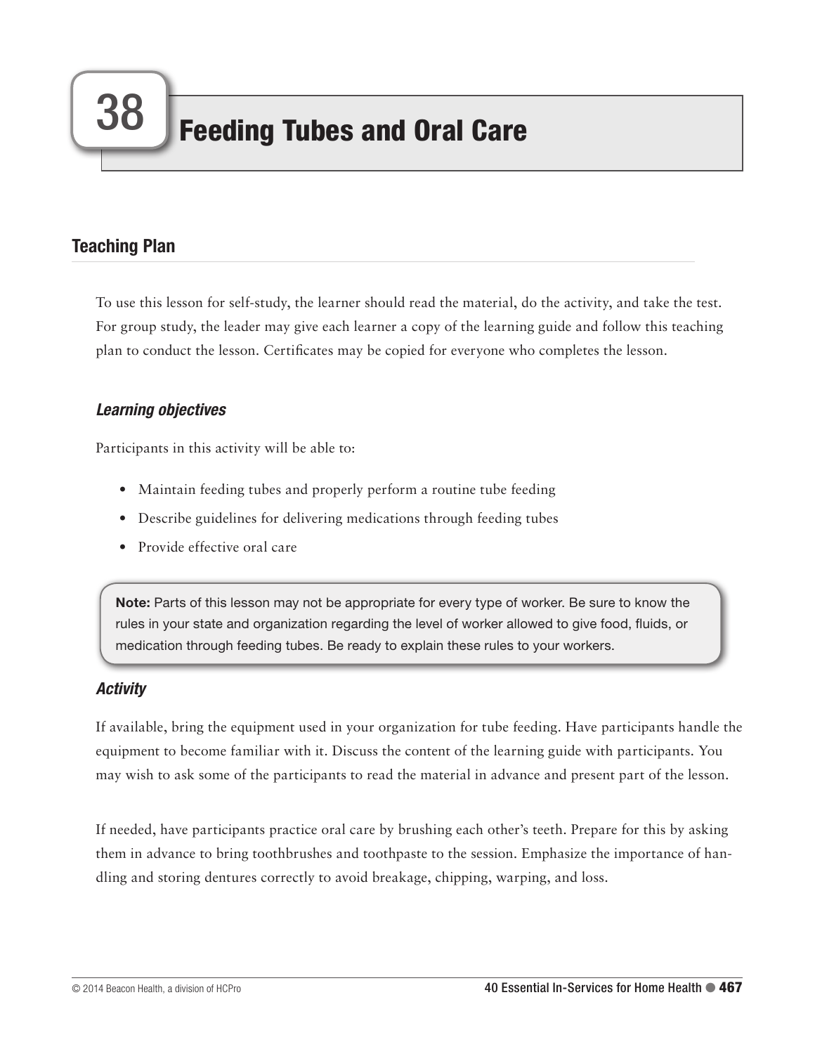# 38 Feeding Tubes and Oral Care

## Teaching Plan

To use this lesson for self-study, the learner should read the material, do the activity, and take the test. For group study, the leader may give each learner a copy of the learning guide and follow this teaching plan to conduct the lesson. Certificates may be copied for everyone who completes the lesson.

### *Learning objectives*

Participants in this activity will be able to:

- Maintain feeding tubes and properly perform a routine tube feeding
- Describe guidelines for delivering medications through feeding tubes
- Provide effective oral care

> **Note:** Parts of this lesson may not be appropriate for every type of worker. Be sure to know the rules in your state and organization regarding the level of worker allowed to give food, fluids, or medication through feeding tubes. Be ready to explain these rules to your workers.

### *Activity*

If available, bring the equipment used in your organization for tube feeding. Have participants handle the equipment to become familiar with it. Discuss the content of the learning guide with participants. You may wish to ask some of the participants to read the material in advance and present part of the lesson.

If needed, have participants practice oral care by brushing each other's teeth. Prepare for this by asking them in advance to bring toothbrushes and toothpaste to the session. Emphasize the importance of handling and storing dentures correctly to avoid breakage, chipping, warping, and loss.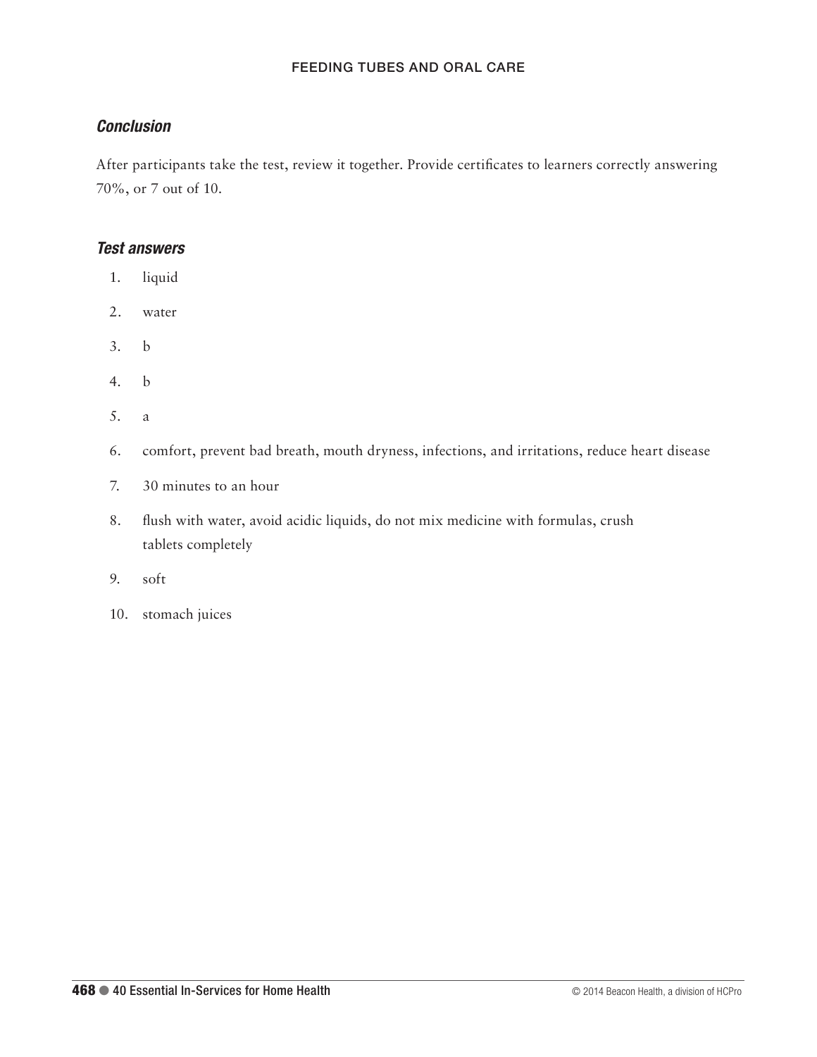### *Conclusion*

After participants take the test, review it together. Provide certificates to learners correctly answering 70%, or 7 out of 10.

### *Test answers*

1. liquid
2. water
3. b
4. b
5. a
6. comfort, prevent bad breath, mouth dryness, infections, and irritations, reduce heart disease
7. 30 minutes to an hour
8. flush with water, avoid acidic liquids, do not mix medicine with formulas, crush tablets completely
9. soft
10. stomach juices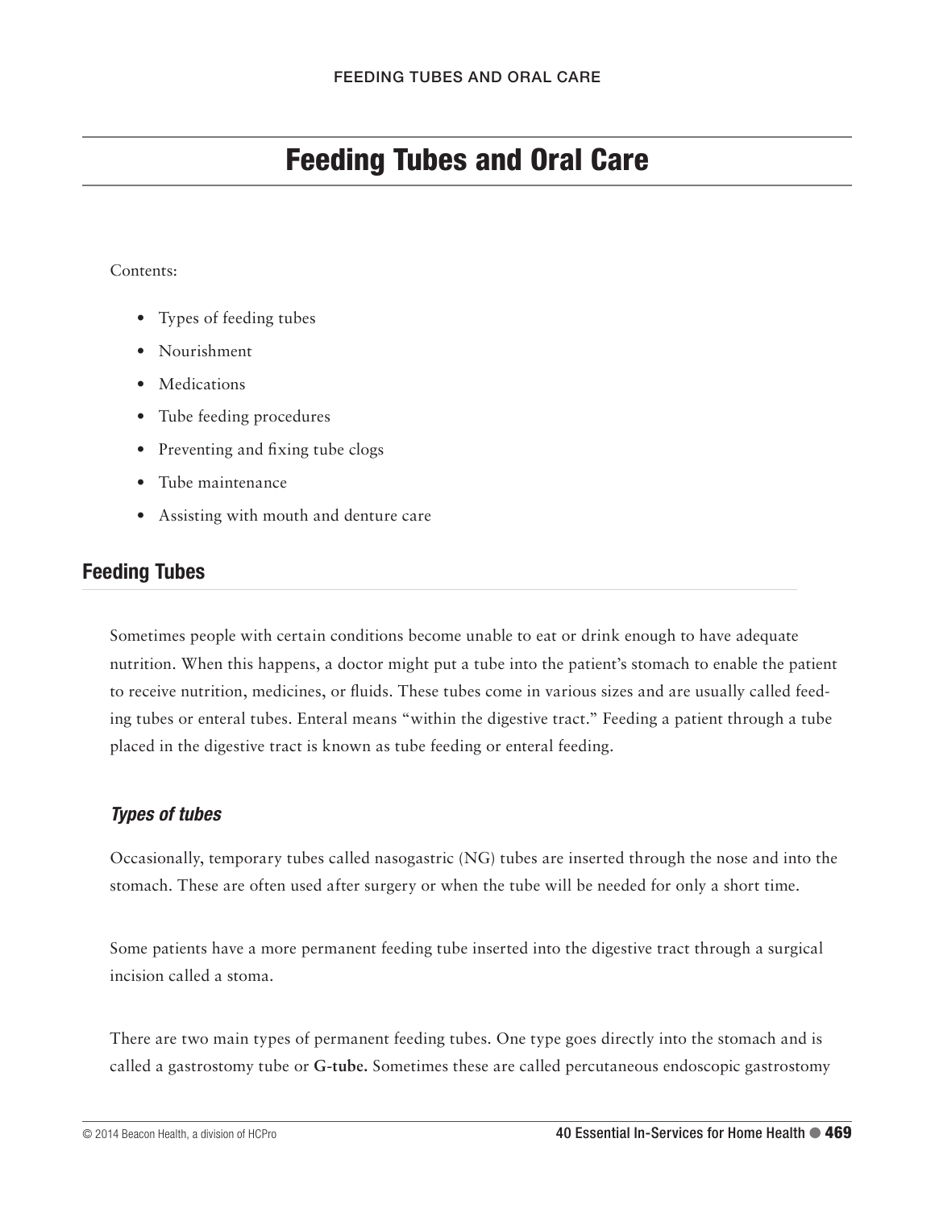# Feeding Tubes and Oral Care

Contents:

- Types of feeding tubes
- Nourishment
- Medications
- Tube feeding procedures
- Preventing and fixing tube clogs
- Tube maintenance
- Assisting with mouth and denture care

## Feeding Tubes

Sometimes people with certain conditions become unable to eat or drink enough to have adequate nutrition. When this happens, a doctor might put a tube into the patient's stomach to enable the patient to receive nutrition, medicines, or fluids. These tubes come in various sizes and are usually called feeding tubes or enteral tubes. Enteral means "within the digestive tract." Feeding a patient through a tube placed in the digestive tract is known as tube feeding or enteral feeding.

### *Types of tubes*

Occasionally, temporary tubes called nasogastric (NG) tubes are inserted through the nose and into the stomach. These are often used after surgery or when the tube will be needed for only a short time.

Some patients have a more permanent feeding tube inserted into the digestive tract through a surgical incision called a stoma.

There are two main types of permanent feeding tubes. One type goes directly into the stomach and is called a gastrostomy tube or **G-tube.** Sometimes these are called percutaneous endoscopic gastrostomy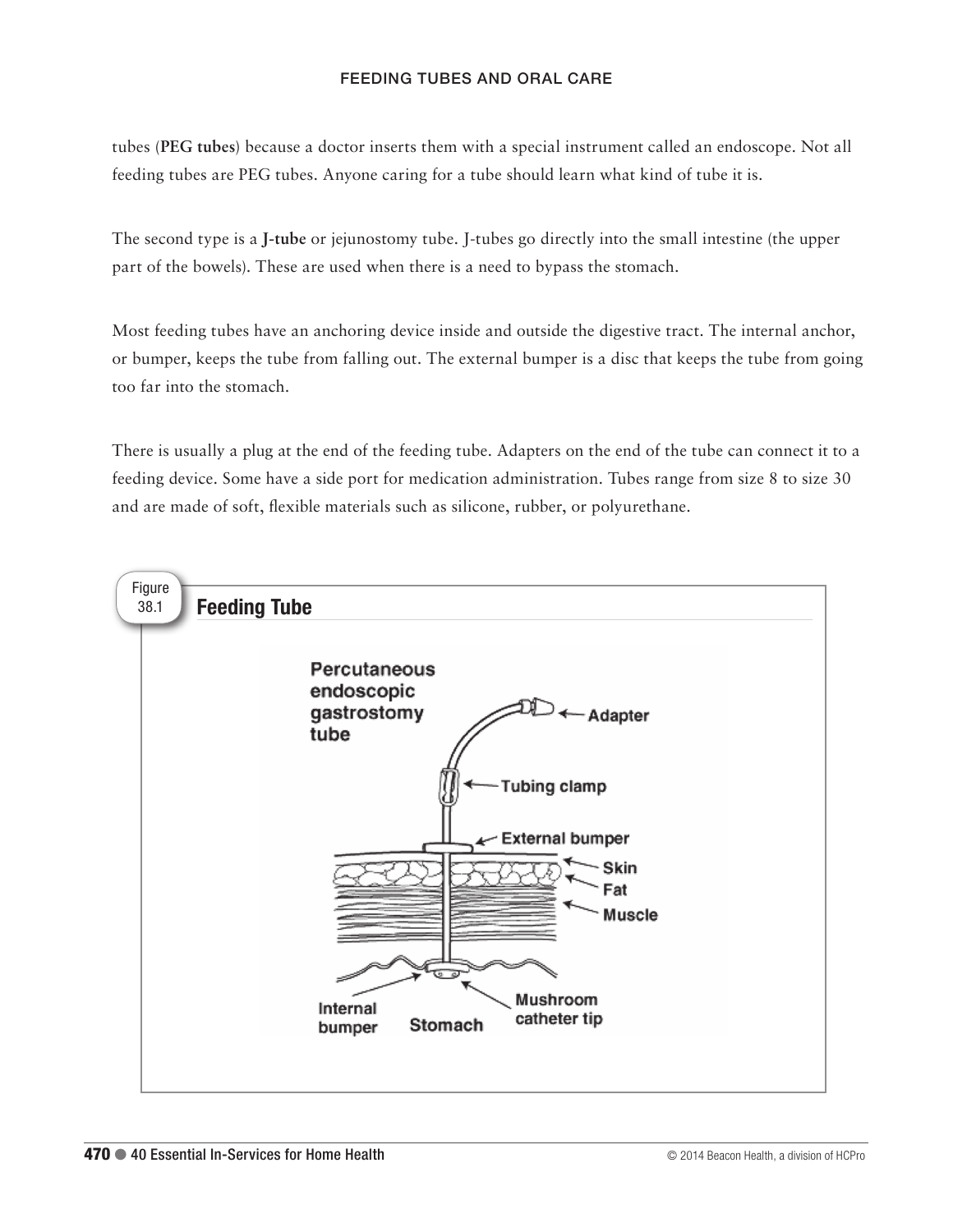tubes (**PEG tubes**) because a doctor inserts them with a special instrument called an endoscope. Not all feeding tubes are PEG tubes. Anyone caring for a tube should learn what kind of tube it is.

The second type is a **J-tube** or jejunostomy tube. J-tubes go directly into the small intestine (the upper part of the bowels). These are used when there is a need to bypass the stomach.

Most feeding tubes have an anchoring device inside and outside the digestive tract. The internal anchor, or bumper, keeps the tube from falling out. The external bumper is a disc that keeps the tube from going too far into the stomach.

There is usually a plug at the end of the feeding tube. Adapters on the end of the tube can connect it to a feeding device. Some have a side port for medication administration. Tubes range from size 8 to size 30 and are made of soft, flexible materials such as silicone, rubber, or polyurethane.

Figure 38.1 **Feeding Tube**

Percutaneous endoscopic gastrostomy tube

Adapter

Tubing clamp

External bumper

Skin

Fat

Muscle

Internal bumper

Stomach

Mushroom catheter tip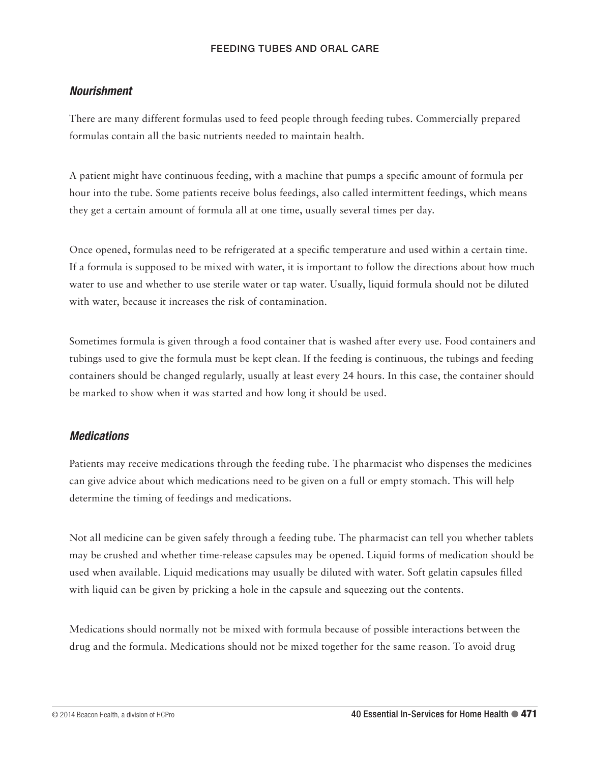### *Nourishment*

There are many different formulas used to feed people through feeding tubes. Commercially prepared formulas contain all the basic nutrients needed to maintain health.

A patient might have continuous feeding, with a machine that pumps a specific amount of formula per hour into the tube. Some patients receive bolus feedings, also called intermittent feedings, which means they get a certain amount of formula all at one time, usually several times per day.

Once opened, formulas need to be refrigerated at a specific temperature and used within a certain time. If a formula is supposed to be mixed with water, it is important to follow the directions about how much water to use and whether to use sterile water or tap water. Usually, liquid formula should not be diluted with water, because it increases the risk of contamination.

Sometimes formula is given through a food container that is washed after every use. Food containers and tubings used to give the formula must be kept clean. If the feeding is continuous, the tubings and feeding containers should be changed regularly, usually at least every 24 hours. In this case, the container should be marked to show when it was started and how long it should be used.

### *Medications*

Patients may receive medications through the feeding tube. The pharmacist who dispenses the medicines can give advice about which medications need to be given on a full or empty stomach. This will help determine the timing of feedings and medications.

Not all medicine can be given safely through a feeding tube. The pharmacist can tell you whether tablets may be crushed and whether time-release capsules may be opened. Liquid forms of medication should be used when available. Liquid medications may usually be diluted with water. Soft gelatin capsules filled with liquid can be given by pricking a hole in the capsule and squeezing out the contents.

Medications should normally not be mixed with formula because of possible interactions between the drug and the formula. Medications should not be mixed together for the same reason. To avoid drug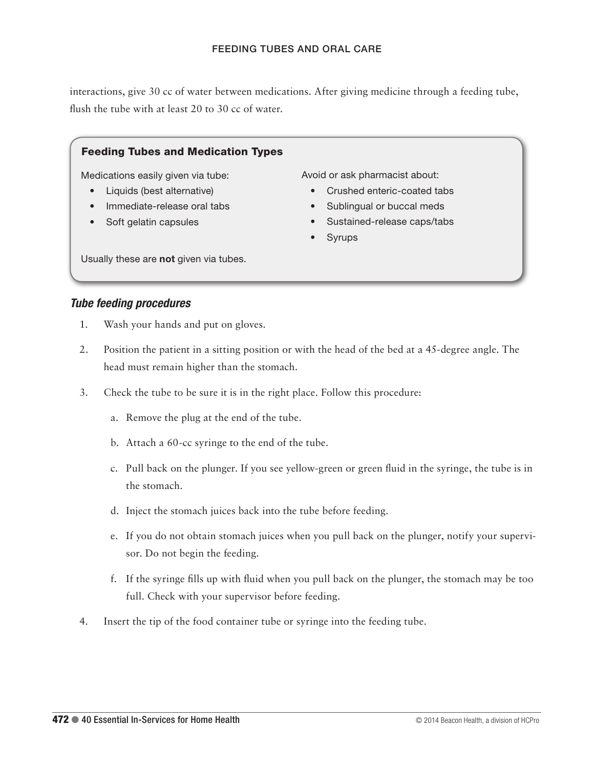interactions, give 30 cc of water between medications. After giving medicine through a feeding tube, flush the tube with at least 20 to 30 cc of water.

**Feeding Tubes and Medication Types**

Medications easily given via tube:

- Liquids (best alternative)
- Immediate-release oral tabs
- Soft gelatin capsules

Avoid or ask pharmacist about:

- Crushed enteric-coated tabs
- Sublingual or buccal meds
- Sustained-release caps/tabs
- Syrups

Usually these are **not** given via tubes.

### *Tube feeding procedures*

1. Wash your hands and put on gloves.
2. Position the patient in a sitting position or with the head of the bed at a 45-degree angle. The head must remain higher than the stomach.
3. Check the tube to be sure it is in the right place. Follow this procedure:
   a. Remove the plug at the end of the tube.
   b. Attach a 60-cc syringe to the end of the tube.
   c. Pull back on the plunger. If you see yellow-green or green fluid in the syringe, the tube is in the stomach.
   d. Inject the stomach juices back into the tube before feeding.
   e. If you do not obtain stomach juices when you pull back on the plunger, notify your supervisor. Do not begin the feeding.
   f. If the syringe fills up with fluid when you pull back on the plunger, the stomach may be too full. Check with your supervisor before feeding.
4. Insert the tip of the food container tube or syringe into the feeding tube.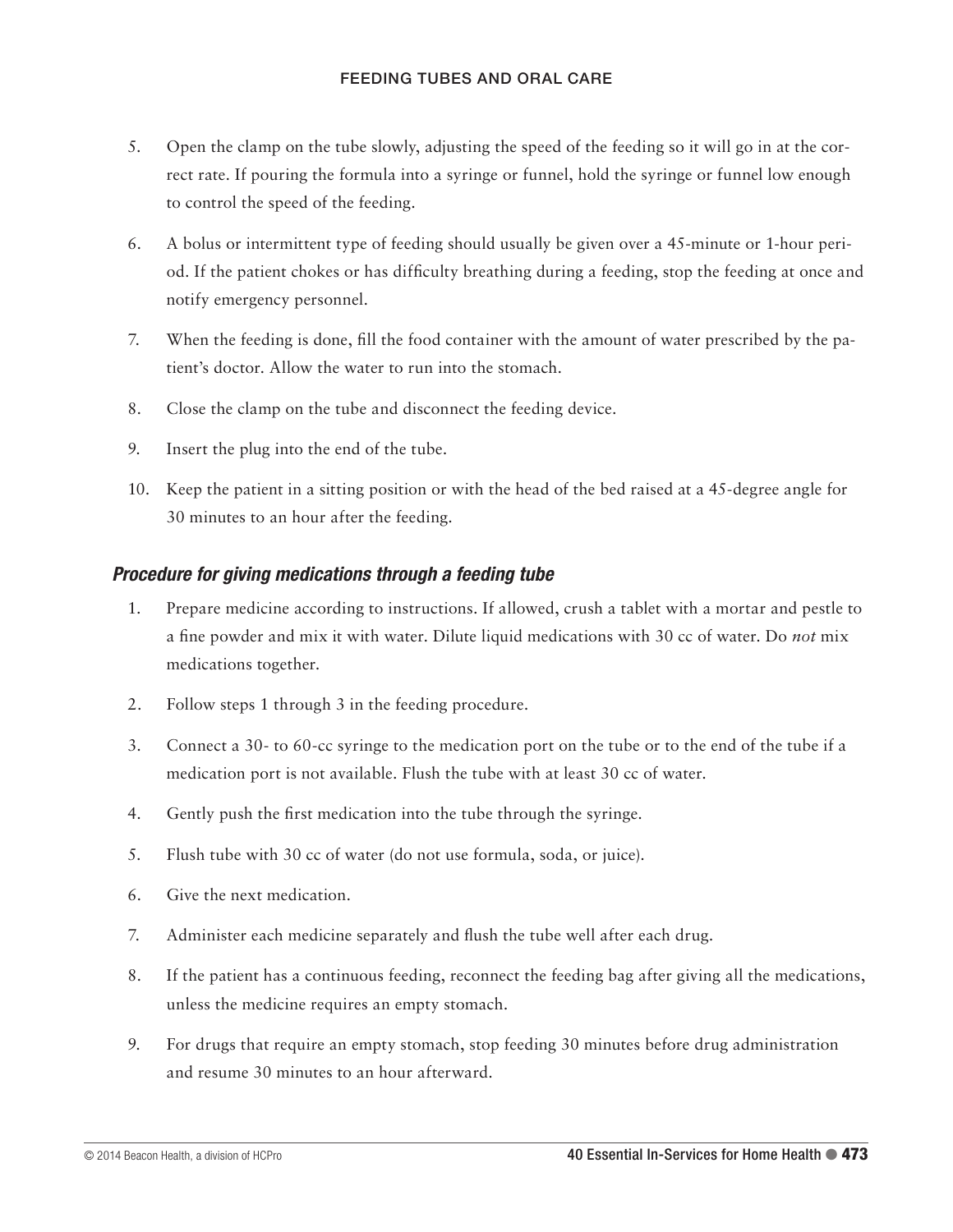5. Open the clamp on the tube slowly, adjusting the speed of the feeding so it will go in at the correct rate. If pouring the formula into a syringe or funnel, hold the syringe or funnel low enough to control the speed of the feeding.

6. A bolus or intermittent type of feeding should usually be given over a 45-minute or 1-hour period. If the patient chokes or has difficulty breathing during a feeding, stop the feeding at once and notify emergency personnel.

7. When the feeding is done, fill the food container with the amount of water prescribed by the patient's doctor. Allow the water to run into the stomach.

8. Close the clamp on the tube and disconnect the feeding device.

9. Insert the plug into the end of the tube.

10. Keep the patient in a sitting position or with the head of the bed raised at a 45-degree angle for 30 minutes to an hour after the feeding.

### *Procedure for giving medications through a feeding tube*

1. Prepare medicine according to instructions. If allowed, crush a tablet with a mortar and pestle to a fine powder and mix it with water. Dilute liquid medications with 30 cc of water. Do *not* mix medications together.

2. Follow steps 1 through 3 in the feeding procedure.

3. Connect a 30- to 60-cc syringe to the medication port on the tube or to the end of the tube if a medication port is not available. Flush the tube with at least 30 cc of water.

4. Gently push the first medication into the tube through the syringe.

5. Flush tube with 30 cc of water (do not use formula, soda, or juice).

6. Give the next medication.

7. Administer each medicine separately and flush the tube well after each drug.

8. If the patient has a continuous feeding, reconnect the feeding bag after giving all the medications, unless the medicine requires an empty stomach.

9. For drugs that require an empty stomach, stop feeding 30 minutes before drug administration and resume 30 minutes to an hour afterward.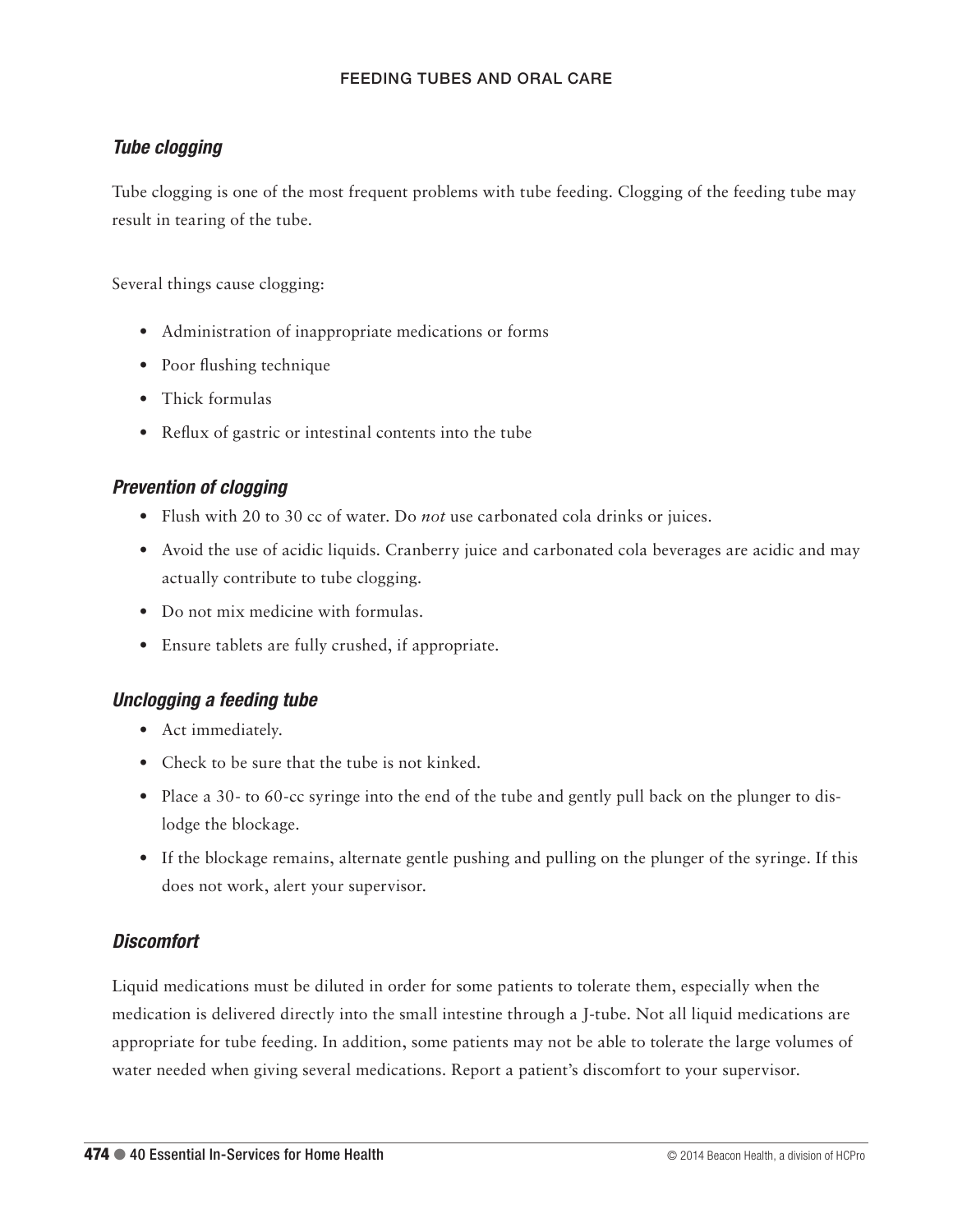### *Tube clogging*

Tube clogging is one of the most frequent problems with tube feeding. Clogging of the feeding tube may result in tearing of the tube.

Several things cause clogging:

- Administration of inappropriate medications or forms
- Poor flushing technique
- Thick formulas
- Reflux of gastric or intestinal contents into the tube

### *Prevention of clogging*

- Flush with 20 to 30 cc of water. Do *not* use carbonated cola drinks or juices.
- Avoid the use of acidic liquids. Cranberry juice and carbonated cola beverages are acidic and may actually contribute to tube clogging.
- Do not mix medicine with formulas.
- Ensure tablets are fully crushed, if appropriate.

### *Unclogging a feeding tube*

- Act immediately.
- Check to be sure that the tube is not kinked.
- Place a 30- to 60-cc syringe into the end of the tube and gently pull back on the plunger to dislodge the blockage.
- If the blockage remains, alternate gentle pushing and pulling on the plunger of the syringe. If this does not work, alert your supervisor.

### *Discomfort*

Liquid medications must be diluted in order for some patients to tolerate them, especially when the medication is delivered directly into the small intestine through a J-tube. Not all liquid medications are appropriate for tube feeding. In addition, some patients may not be able to tolerate the large volumes of water needed when giving several medications. Report a patient's discomfort to your supervisor.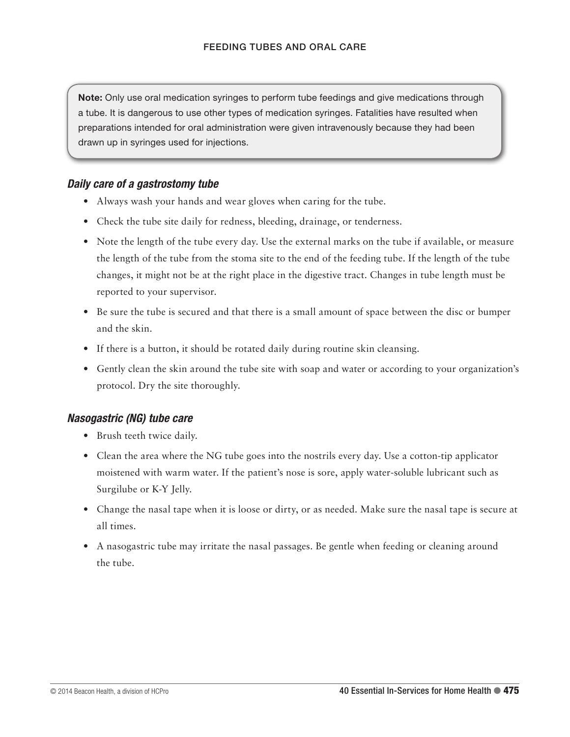**Note:** Only use oral medication syringes to perform tube feedings and give medications through a tube. It is dangerous to use other types of medication syringes. Fatalities have resulted when preparations intended for oral administration were given intravenously because they had been drawn up in syringes used for injections.

### *Daily care of a gastrostomy tube*

- Always wash your hands and wear gloves when caring for the tube.
- Check the tube site daily for redness, bleeding, drainage, or tenderness.
- Note the length of the tube every day. Use the external marks on the tube if available, or measure the length of the tube from the stoma site to the end of the feeding tube. If the length of the tube changes, it might not be at the right place in the digestive tract. Changes in tube length must be reported to your supervisor.
- Be sure the tube is secured and that there is a small amount of space between the disc or bumper and the skin.
- If there is a button, it should be rotated daily during routine skin cleansing.
- Gently clean the skin around the tube site with soap and water or according to your organization's protocol. Dry the site thoroughly.

### *Nasogastric (NG) tube care*

- Brush teeth twice daily.
- Clean the area where the NG tube goes into the nostrils every day. Use a cotton-tip applicator moistened with warm water. If the patient's nose is sore, apply water-soluble lubricant such as Surgilube or K-Y Jelly.
- Change the nasal tape when it is loose or dirty, or as needed. Make sure the nasal tape is secure at all times.
- A nasogastric tube may irritate the nasal passages. Be gentle when feeding or cleaning around the tube.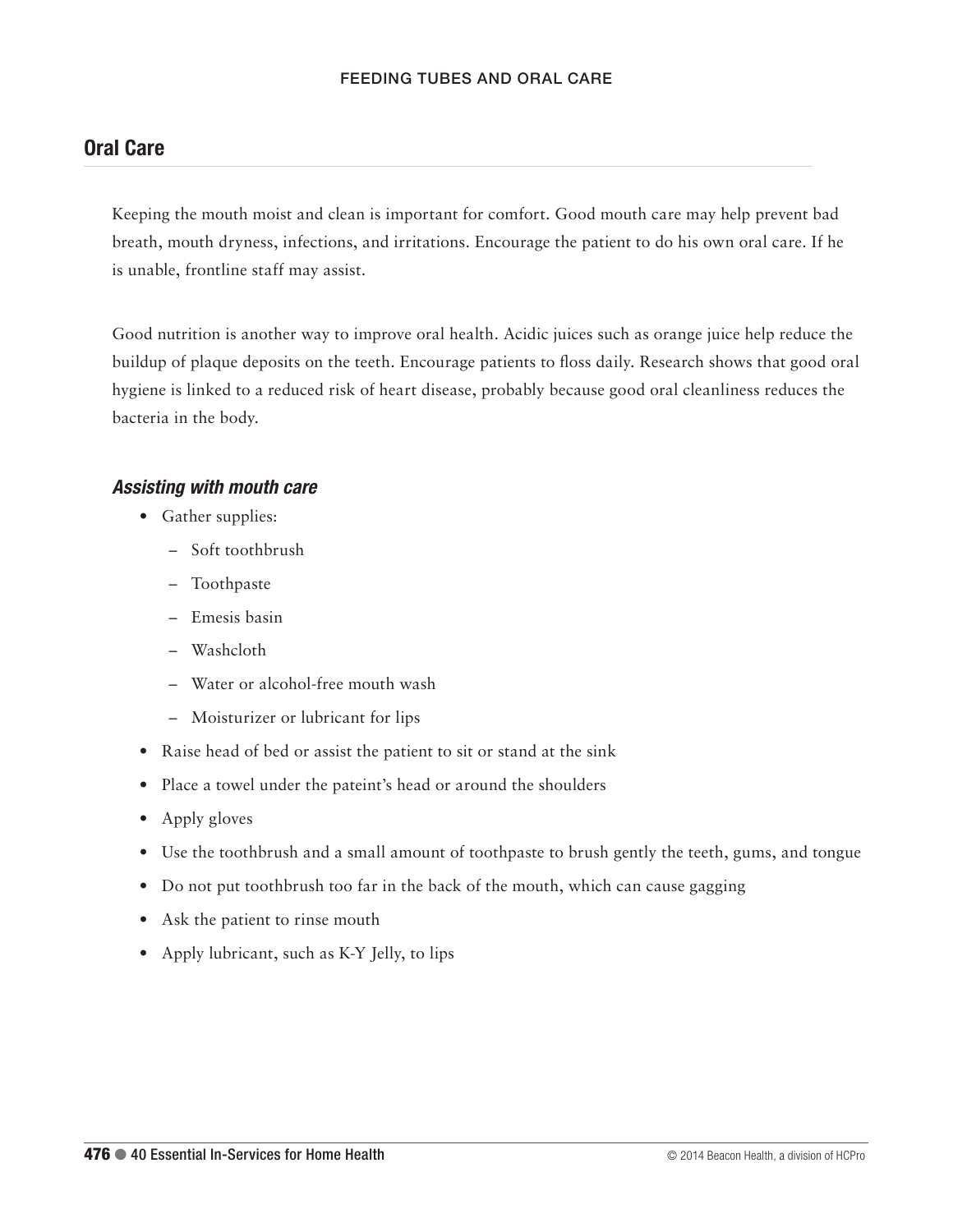## Oral Care

Keeping the mouth moist and clean is important for comfort. Good mouth care may help prevent bad breath, mouth dryness, infections, and irritations. Encourage the patient to do his own oral care. If he is unable, frontline staff may assist.

Good nutrition is another way to improve oral health. Acidic juices such as orange juice help reduce the buildup of plaque deposits on the teeth. Encourage patients to floss daily. Research shows that good oral hygiene is linked to a reduced risk of heart disease, probably because good oral cleanliness reduces the bacteria in the body.

### *Assisting with mouth care*

- Gather supplies:
  - Soft toothbrush
  - Toothpaste
  - Emesis basin
  - Washcloth
  - Water or alcohol-free mouth wash
  - Moisturizer or lubricant for lips
- Raise head of bed or assist the patient to sit or stand at the sink
- Place a towel under the pateint's head or around the shoulders
- Apply gloves
- Use the toothbrush and a small amount of toothpaste to brush gently the teeth, gums, and tongue
- Do not put toothbrush too far in the back of the mouth, which can cause gagging
- Ask the patient to rinse mouth
- Apply lubricant, such as K-Y Jelly, to lips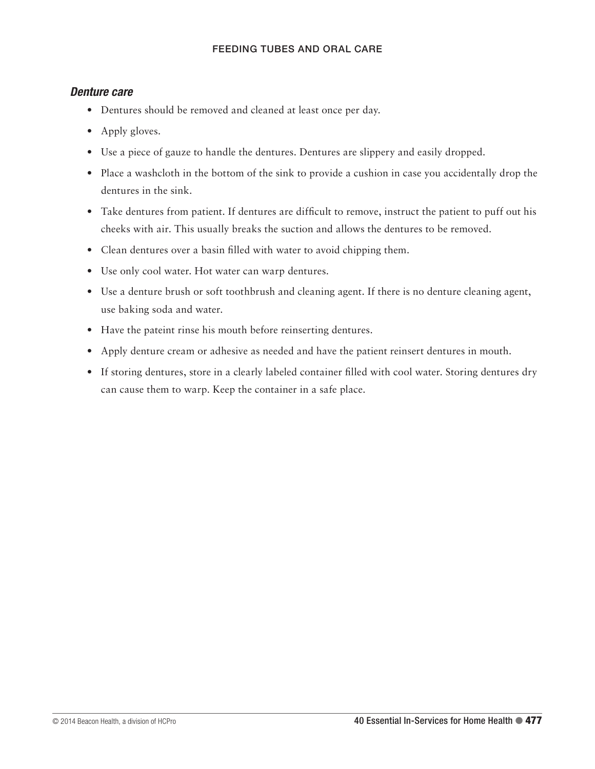### *Denture care*

- Dentures should be removed and cleaned at least once per day.
- Apply gloves.
- Use a piece of gauze to handle the dentures. Dentures are slippery and easily dropped.
- Place a washcloth in the bottom of the sink to provide a cushion in case you accidentally drop the dentures in the sink.
- Take dentures from patient. If dentures are difficult to remove, instruct the patient to puff out his cheeks with air. This usually breaks the suction and allows the dentures to be removed.
- Clean dentures over a basin filled with water to avoid chipping them.
- Use only cool water. Hot water can warp dentures.
- Use a denture brush or soft toothbrush and cleaning agent. If there is no denture cleaning agent, use baking soda and water.
- Have the pateint rinse his mouth before reinserting dentures.
- Apply denture cream or adhesive as needed and have the patient reinsert dentures in mouth.
- If storing dentures, store in a clearly labeled container filled with cool water. Storing dentures dry can cause them to warp. Keep the container in a safe place.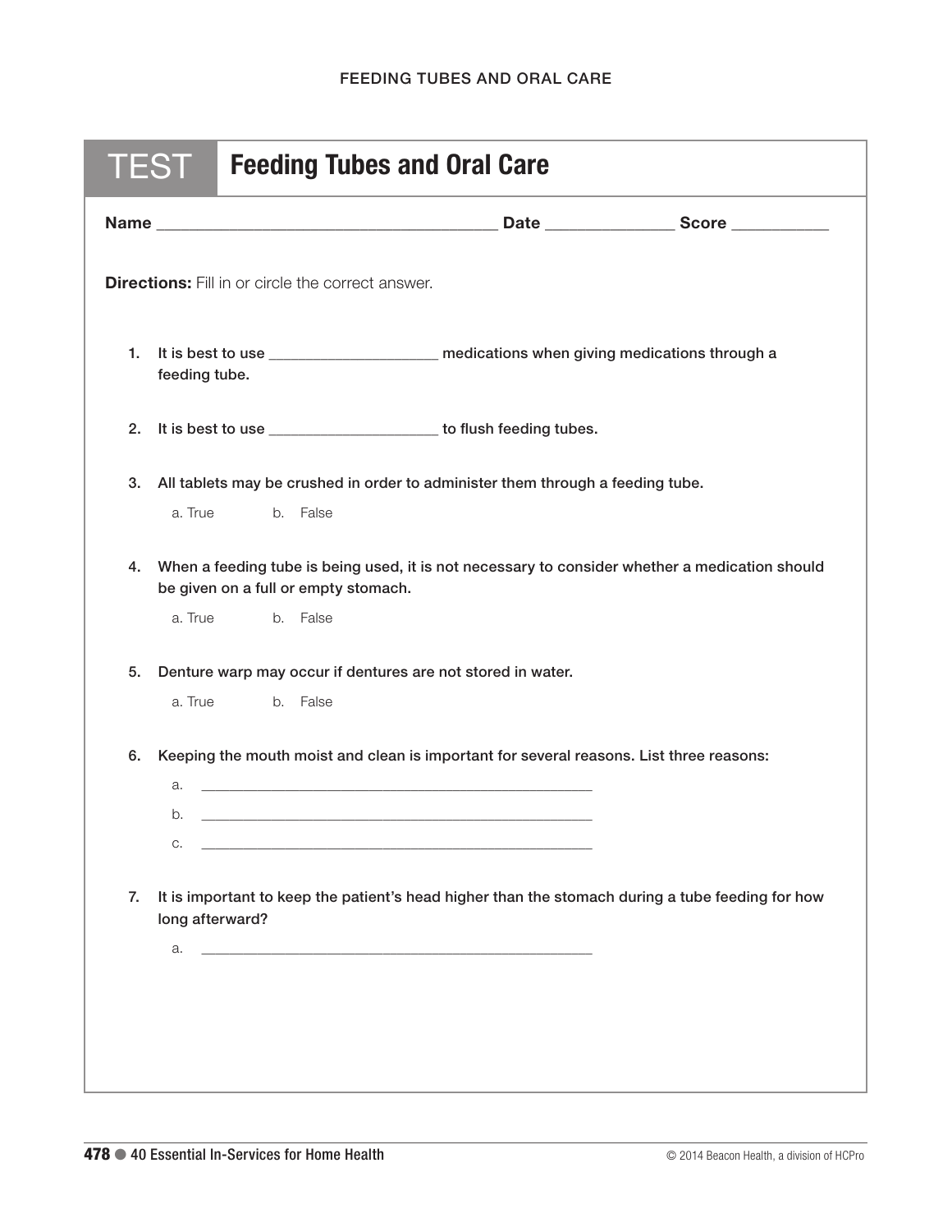# TEST Feeding Tubes and Oral Care

**Name** ______________________________________ **Date** ______________ **Score** ___________

**Directions:** Fill in or circle the correct answer.

1. It is best to use ____________________ medications when giving medications through a feeding tube.

2. It is best to use ____________________ to flush feeding tubes.

3. All tablets may be crushed in order to administer them through a feeding tube.

   a. True　　b. False

4. When a feeding tube is being used, it is not necessary to consider whether a medication should be given on a full or empty stomach.

   a. True　　b. False

5. Denture warp may occur if dentures are not stored in water.

   a. True　　b. False

6. Keeping the mouth moist and clean is important for several reasons. List three reasons:

   a. ____________________________________________________

   b. ____________________________________________________

   c. ____________________________________________________

7. It is important to keep the patient's head higher than the stomach during a tube feeding for how long afterward?

   a. ____________________________________________________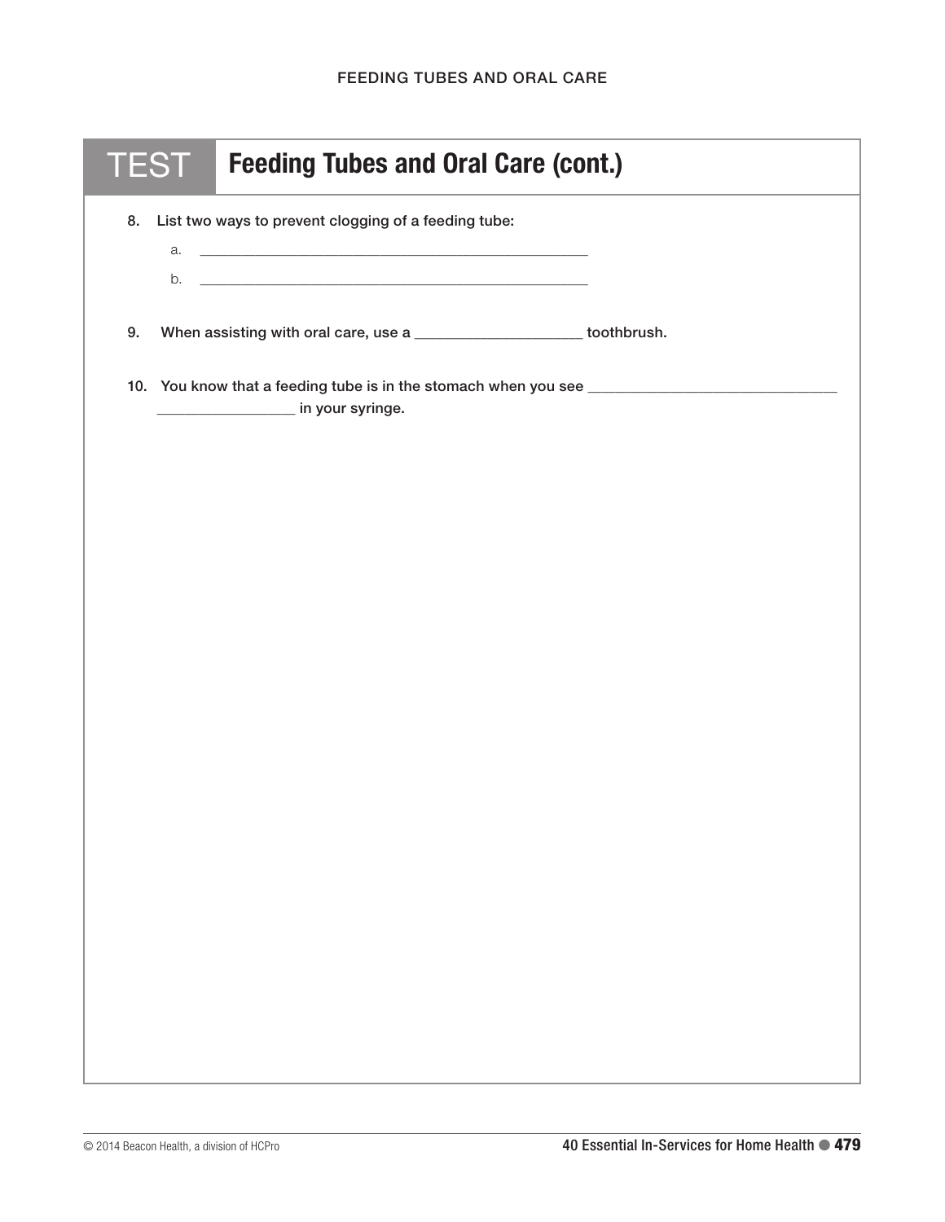## TEST Feeding Tubes and Oral Care (cont.)

8. List two ways to prevent clogging of a feeding tube:

   a. ____________________________________________________

   b. ____________________________________________________

9. When assisting with oral care, use a ______________________ toothbrush.

10. You know that a feeding tube is in the stomach when you see __________________________________ __________________ in your syringe.